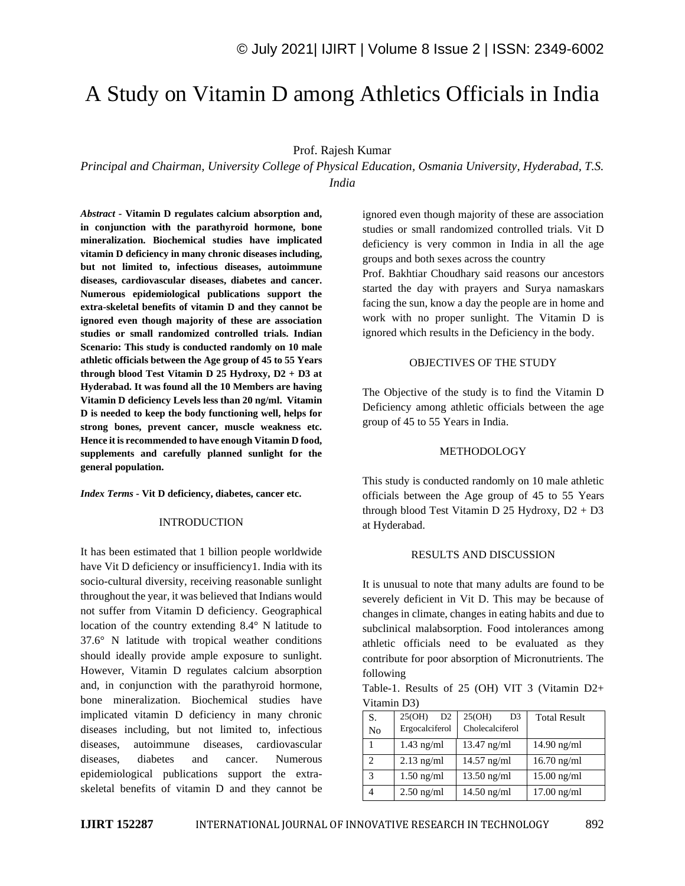# A Study on Vitamin D among Athletics Officials in India

Prof. Rajesh Kumar

*Principal and Chairman, University College of Physical Education, Osmania University, Hyderabad, T.S. India*

***Abstract* - Vitamin D regulates calcium absorption and, in conjunction with the parathyroid hormone, bone mineralization. Biochemical studies have implicated vitamin D deficiency in many chronic diseases including, but not limited to, infectious diseases, autoimmune diseases, cardiovascular diseases, diabetes and cancer. Numerous epidemiological publications support the extra-skeletal benefits of vitamin D and they cannot be ignored even though majority of these are association studies or small randomized controlled trials. Indian Scenario: This study is conducted randomly on 10 male athletic officials between the Age group of 45 to 55 Years through blood Test Vitamin D 25 Hydroxy, D2 + D3 at Hyderabad. It was found all the 10 Members are having Vitamin D deficiency Levels less than 20 ng/ml. Vitamin D is needed to keep the body functioning well, helps for strong bones, prevent cancer, muscle weakness etc. Hence it is recommended to have enough Vitamin D food, supplements and carefully planned sunlight for the general population.**

***Index Terms* - Vit D deficiency, diabetes, cancer etc.**

## INTRODUCTION

It has been estimated that 1 billion people worldwide have Vit D deficiency or insufficiency1. India with its socio-cultural diversity, receiving reasonable sunlight throughout the year, it was believed that Indians would not suffer from Vitamin D deficiency. Geographical location of the country extending 8.4° N latitude to 37.6° N latitude with tropical weather conditions should ideally provide ample exposure to sunlight. However, Vitamin D regulates calcium absorption and, in conjunction with the parathyroid hormone, bone mineralization. Biochemical studies have implicated vitamin D deficiency in many chronic diseases including, but not limited to, infectious diseases, autoimmune diseases, cardiovascular diseases, diabetes and cancer. Numerous epidemiological publications support the extra-skeletal benefits of vitamin D and they cannot be ignored even though majority of these are association studies or small randomized controlled trials. Vit D deficiency is very common in India in all the age groups and both sexes across the country

Prof. Bakhtiar Choudhary said reasons our ancestors started the day with prayers and Surya namaskars facing the sun, know a day the people are in home and work with no proper sunlight. The Vitamin D is ignored which results in the Deficiency in the body.

## OBJECTIVES OF THE STUDY

The Objective of the study is to find the Vitamin D Deficiency among athletic officials between the age group of 45 to 55 Years in India.

## METHODOLOGY

This study is conducted randomly on 10 male athletic officials between the Age group of 45 to 55 Years through blood Test Vitamin D 25 Hydroxy, D2 + D3 at Hyderabad.

## RESULTS AND DISCUSSION

It is unusual to note that many adults are found to be severely deficient in Vit D. This may be because of changes in climate, changes in eating habits and due to subclinical malabsorption. Food intolerances among athletic officials need to be evaluated as they contribute for poor absorption of Micronutrients. The following

Table-1. Results of 25 (OH) VIT 3 (Vitamin D2+ Vitamin D3)

| S. No | 25(OH) D2 Ergocalciferol | 25(OH) D3 Cholecalciferol | Total Result |
|---|---|---|---|
| 1 | 1.43 ng/ml | 13.47 ng/ml | 14.90 ng/ml |
| 2 | 2.13 ng/ml | 14.57 ng/ml | 16.70 ng/ml |
| 3 | 1.50 ng/ml | 13.50 ng/ml | 15.00 ng/ml |
| 4 | 2.50 ng/ml | 14.50 ng/ml | 17.00 ng/ml |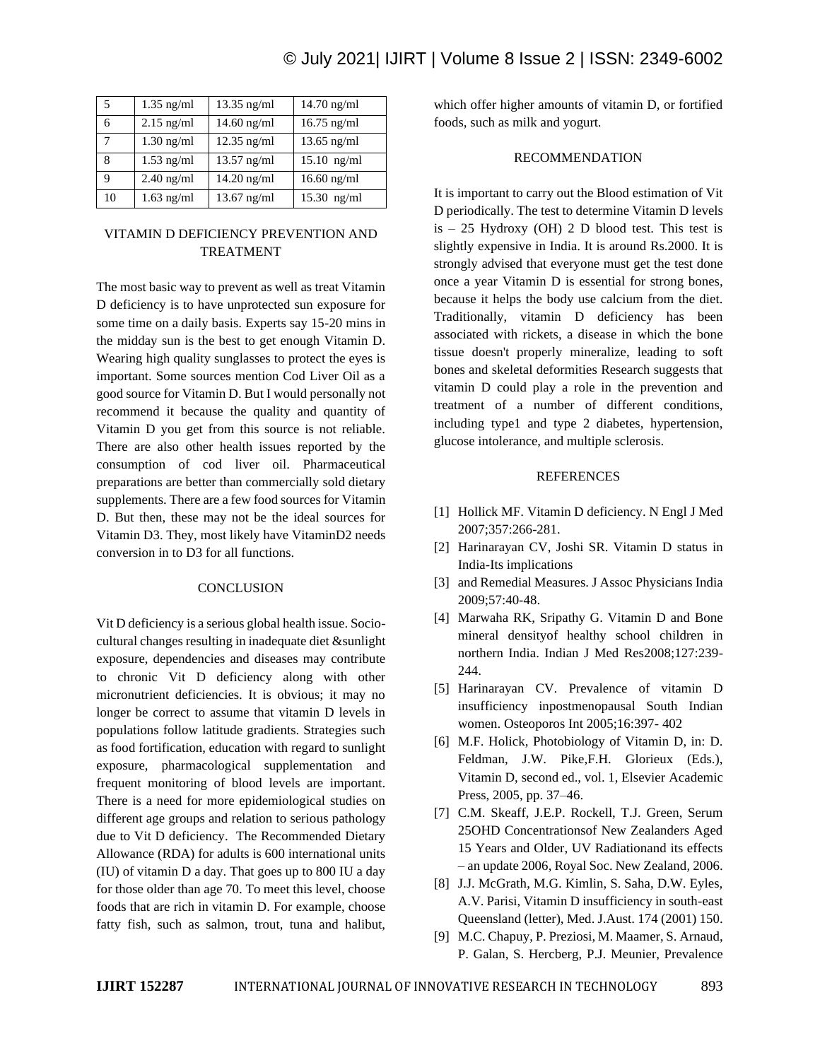| 5 | 1.35 ng/ml | 13.35 ng/ml | 14.70 ng/ml |
|---|---|---|---|
| 6 | 2.15 ng/ml | 14.60 ng/ml | 16.75 ng/ml |
| 7 | 1.30 ng/ml | 12.35 ng/ml | 13.65 ng/ml |
| 8 | 1.53 ng/ml | 13.57 ng/ml | 15.10 ng/ml |
| 9 | 2.40 ng/ml | 14.20 ng/ml | 16.60 ng/ml |
| 10 | 1.63 ng/ml | 13.67 ng/ml | 15.30 ng/ml |

## VITAMIN D DEFICIENCY PREVENTION AND TREATMENT

The most basic way to prevent as well as treat Vitamin D deficiency is to have unprotected sun exposure for some time on a daily basis. Experts say 15-20 mins in the midday sun is the best to get enough Vitamin D. Wearing high quality sunglasses to protect the eyes is important. Some sources mention Cod Liver Oil as a good source for Vitamin D. But I would personally not recommend it because the quality and quantity of Vitamin D you get from this source is not reliable. There are also other health issues reported by the consumption of cod liver oil. Pharmaceutical preparations are better than commercially sold dietary supplements. There are a few food sources for Vitamin D. But then, these may not be the ideal sources for Vitamin D3. They, most likely have VitaminD2 needs conversion in to D3 for all functions.

## CONCLUSION

Vit D deficiency is a serious global health issue. Socio-cultural changes resulting in inadequate diet &sunlight exposure, dependencies and diseases may contribute to chronic Vit D deficiency along with other micronutrient deficiencies. It is obvious; it may no longer be correct to assume that vitamin D levels in populations follow latitude gradients. Strategies such as food fortification, education with regard to sunlight exposure, pharmacological supplementation and frequent monitoring of blood levels are important. There is a need for more epidemiological studies on different age groups and relation to serious pathology due to Vit D deficiency. The Recommended Dietary Allowance (RDA) for adults is 600 international units (IU) of vitamin D a day. That goes up to 800 IU a day for those older than age 70. To meet this level, choose foods that are rich in vitamin D. For example, choose fatty fish, such as salmon, trout, tuna and halibut, which offer higher amounts of vitamin D, or fortified foods, such as milk and yogurt.

## RECOMMENDATION

It is important to carry out the Blood estimation of Vit D periodically. The test to determine Vitamin D levels is – 25 Hydroxy (OH) 2 D blood test. This test is slightly expensive in India. It is around Rs.2000. It is strongly advised that everyone must get the test done once a year Vitamin D is essential for strong bones, because it helps the body use calcium from the diet. Traditionally, vitamin D deficiency has been associated with rickets, a disease in which the bone tissue doesn't properly mineralize, leading to soft bones and skeletal deformities Research suggests that vitamin D could play a role in the prevention and treatment of a number of different conditions, including type1 and type 2 diabetes, hypertension, glucose intolerance, and multiple sclerosis.

## REFERENCES

[1] Hollick MF. Vitamin D deficiency. N Engl J Med 2007;357:266-281.

[2] Harinarayan CV, Joshi SR. Vitamin D status in India-Its implications

[3] and Remedial Measures. J Assoc Physicians India 2009;57:40-48.

[4] Marwaha RK, Sripathy G. Vitamin D and Bone mineral densityof healthy school children in northern India. Indian J Med Res2008;127:239-244.

[5] Harinarayan CV. Prevalence of vitamin D insufficiency inpostmenopausal South Indian women. Osteoporos Int 2005;16:397- 402

[6] M.F. Holick, Photobiology of Vitamin D, in: D. Feldman, J.W. Pike,F.H. Glorieux (Eds.), Vitamin D, second ed., vol. 1, Elsevier Academic Press, 2005, pp. 37–46.

[7] C.M. Skeaff, J.E.P. Rockell, T.J. Green, Serum 25OHD Concentrationsof New Zealanders Aged 15 Years and Older, UV Radiationand its effects – an update 2006, Royal Soc. New Zealand, 2006.

[8] J.J. McGrath, M.G. Kimlin, S. Saha, D.W. Eyles, A.V. Parisi, Vitamin D insufficiency in south-east Queensland (letter), Med. J.Aust. 174 (2001) 150.

[9] M.C. Chapuy, P. Preziosi, M. Maamer, S. Arnaud, P. Galan, S. Hercberg, P.J. Meunier, Prevalence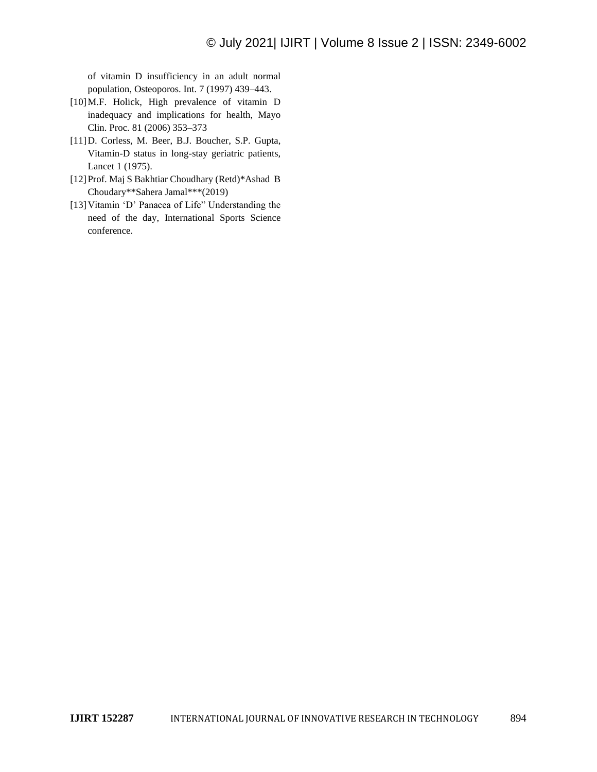of vitamin D insufficiency in an adult normal population, Osteoporos. Int. 7 (1997) 439–443.

[10] M.F. Holick, High prevalence of vitamin D inadequacy and implications for health, Mayo Clin. Proc. 81 (2006) 353–373

[11] D. Corless, M. Beer, B.J. Boucher, S.P. Gupta, Vitamin-D status in long-stay geriatric patients, Lancet 1 (1975).

[12] Prof. Maj S Bakhtiar Choudhary (Retd)*Ashad B Choudary**Sahera Jamal***(2019)

[13] Vitamin 'D' Panacea of Life" Understanding the need of the day, International Sports Science conference.